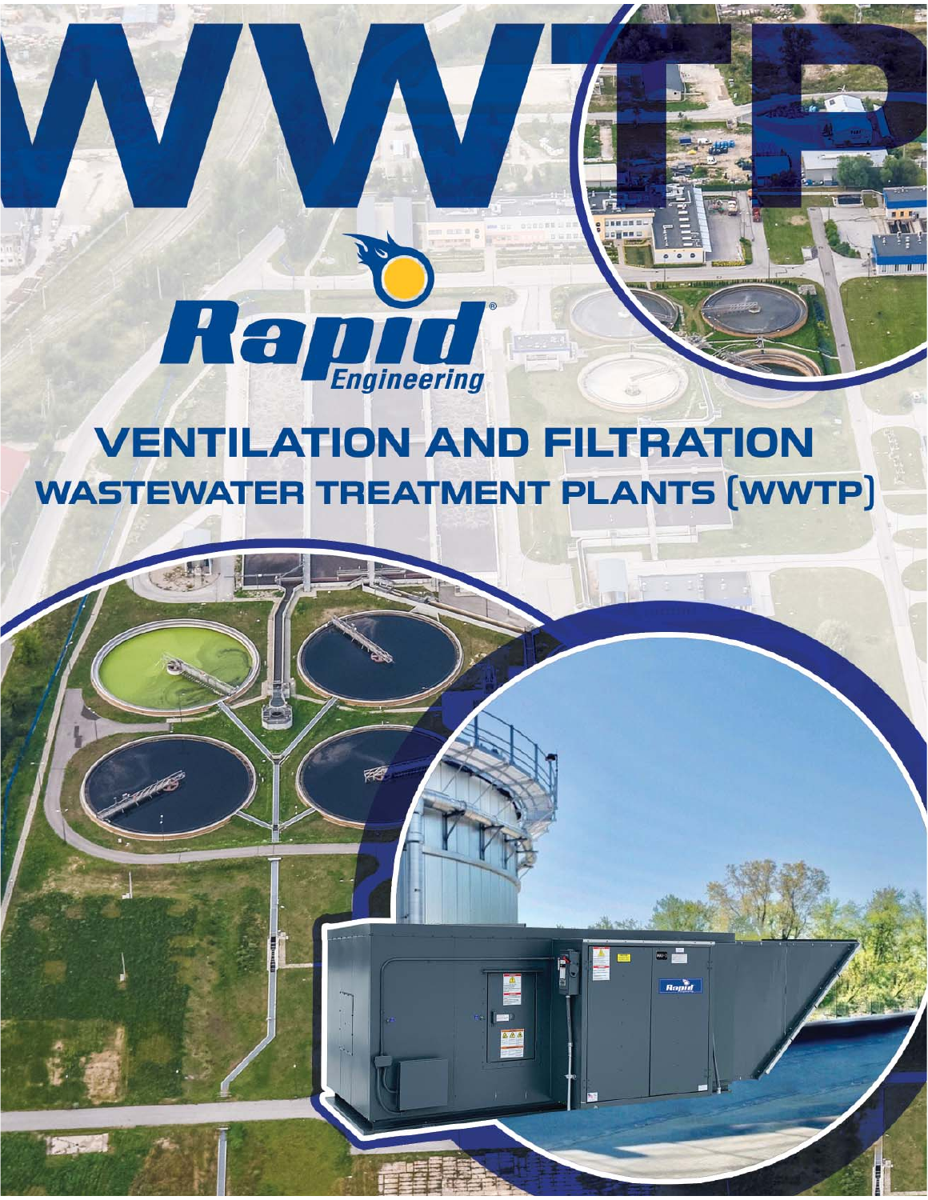# WWTP

Rapid® Engineering

## VENTILATION AND FILTRATION

### WASTEWATER TREATMENT PLANTS (WWTP)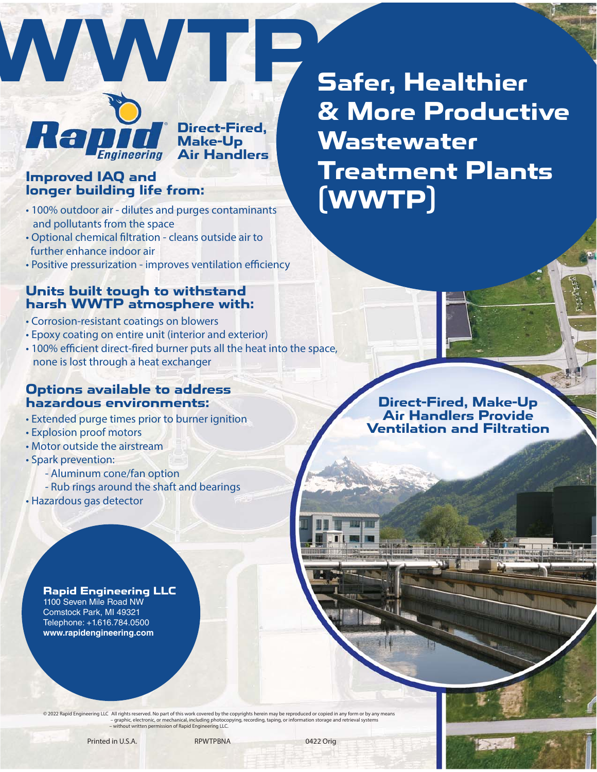# WWTP

Rapid® Engineering

**Direct-Fired, Make-Up Air Handlers**

## Safer, Healthier & More Productive Wastewater Treatment Plants (WWTP)

### Improved IAQ and longer building life from:

- 100% outdoor air - dilutes and purges contaminants and pollutants from the space
- Optional chemical filtration - cleans outside air to further enhance indoor air
- Positive pressurization - improves ventilation efficiency

### Units built tough to withstand harsh WWTP atmosphere with:

- Corrosion-resistant coatings on blowers
- Epoxy coating on entire unit (interior and exterior)
- 100% efficient direct-fired burner puts all the heat into the space, none is lost through a heat exchanger

### Options available to address hazardous environments:

- Extended purge times prior to burner ignition
- Explosion proof motors
- Motor outside the airstream
- Spark prevention:
  - Aluminum cone/fan option
  - Rub rings around the shaft and bearings
- Hazardous gas detector

### Direct-Fired, Make-Up Air Handlers Provide Ventilation and Filtration

**Rapid Engineering LLC**
1100 Seven Mile Road NW
Comstock Park, MI 49321
Telephone: +1.616.784.0500
**www.rapidengineering.com**

© 2022 Rapid Engineering LLC All rights reserved. No part of this work covered by the copyrights herein may be reproduced or copied in any form or by any means – graphic, electronic, or mechanical, including photocopying, recording, taping, or information storage and retrieval systems – without written permission of Rapid Engineering LLC.

Printed in U.S.A. RPWTPBNA 0422 Orig